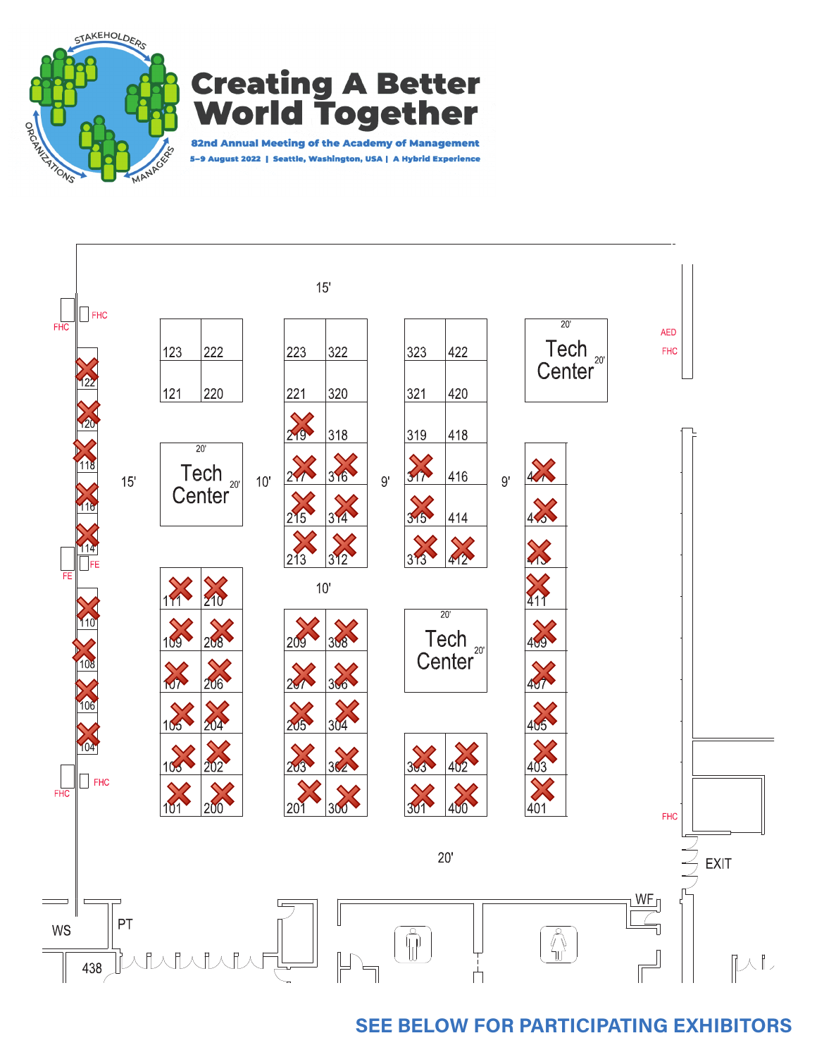# Creating A Better World Together

**82nd Annual Meeting of the Academy of Management**

**5–9 August 2022 | Seattle, Washington, USA | A Hybrid Experience**

15'

| 123 | 222 | 223 | 322 | 323 | 422 | Tech Center (20' × 20') |
|---|---|---|---|---|---|---|
| 121 | 220 | 221 | 320 | 321 | 420 | |
| | | 219 | 318 | 319 | 418 | |
| Tech Center (20' × 20') | | 217 | 316 | 317 | 416 | 417 |
| | | 215 | 314 | 315 | 414 | 415 |
| | | 213 | 312 | 313 | 412 | 413 |
| 111 | 210 | | | | | 411 |
| 109 | 208 | 209 | 308 | Tech Center (20' × 20') | | 409 |
| 107 | 206 | 207 | 306 | | | 407 |
| 105 | 204 | 205 | 304 | | | 405 |
| 103 | 202 | 203 | 302 | 303 | 402 | 403 |
| 101 | 200 | 201 | 300 | 301 | 400 | 401 |

Wall booths: 122, 120, 118, 116, 114, 110, 108, 106, 104

Aisles: 15', 10', 9', 9', 10', 20'

FHC, FE, AED, EXIT, WF, WS, PT, 438

**SEE BELOW FOR PARTICIPATING EXHIBITORS**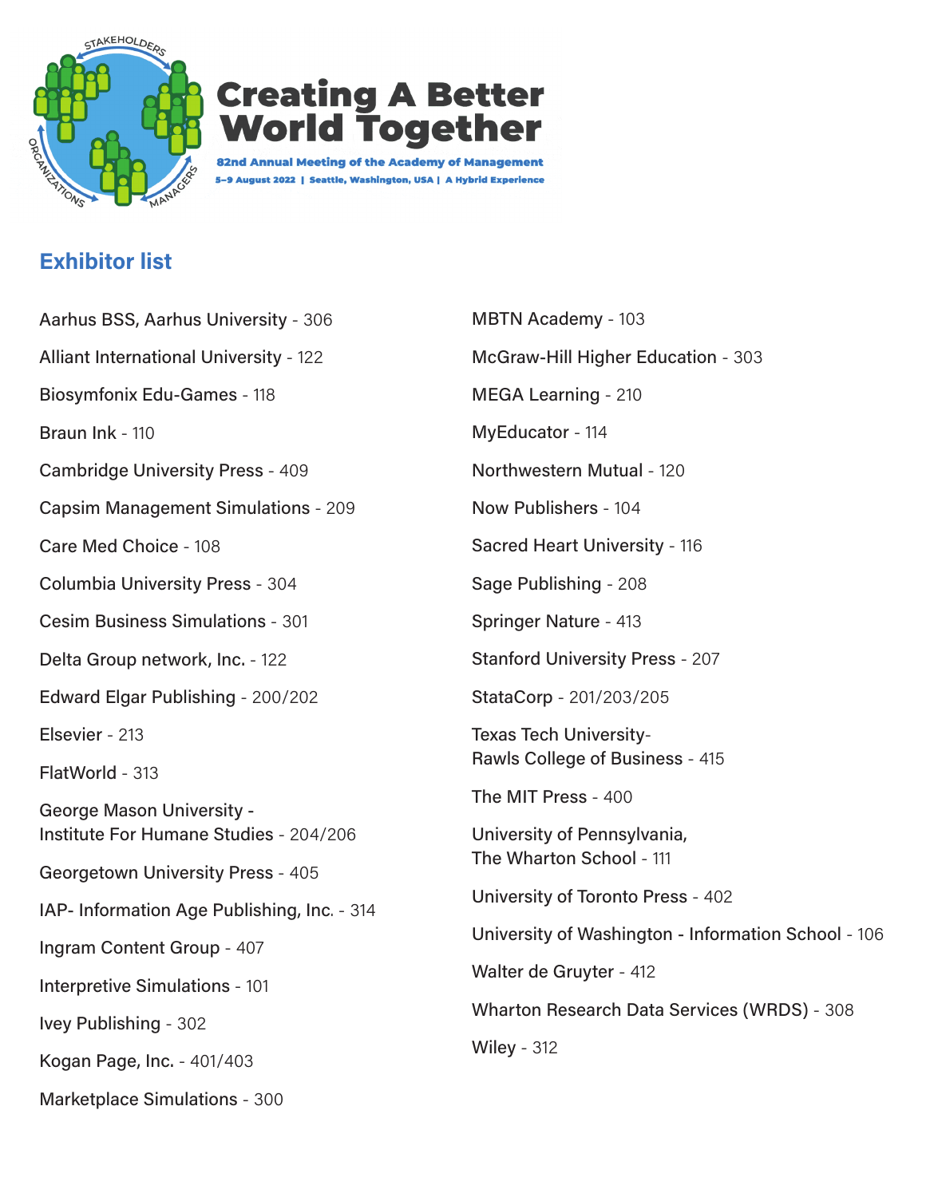# Creating A Better World Together

**82nd Annual Meeting of the Academy of Management**

**5–9 August 2022 | Seattle, Washington, USA | A Hybrid Experience**

## Exhibitor list

Aarhus BSS, Aarhus University - 306

Alliant International University - 122

Biosymfonix Edu-Games - 118

Braun Ink - 110

Cambridge University Press - 409

Capsim Management Simulations - 209

Care Med Choice - 108

Columbia University Press - 304

Cesim Business Simulations - 301

Delta Group network, Inc. - 122

Edward Elgar Publishing - 200/202

Elsevier - 213

FlatWorld - 313

George Mason University - Institute For Humane Studies - 204/206

Georgetown University Press - 405

IAP- Information Age Publishing, Inc. - 314

Ingram Content Group - 407

Interpretive Simulations - 101

Ivey Publishing - 302

Kogan Page, Inc. - 401/403

Marketplace Simulations - 300

MBTN Academy - 103

McGraw-Hill Higher Education - 303

MEGA Learning - 210

MyEducator - 114

Northwestern Mutual - 120

Now Publishers - 104

Sacred Heart University - 116

Sage Publishing - 208

Springer Nature - 413

Stanford University Press - 207

StataCorp - 201/203/205

Texas Tech University- Rawls College of Business - 415

The MIT Press - 400

University of Pennsylvania, The Wharton School - 111

University of Toronto Press - 402

University of Washington - Information School - 106

Walter de Gruyter - 412

Wharton Research Data Services (WRDS) - 308

Wiley - 312